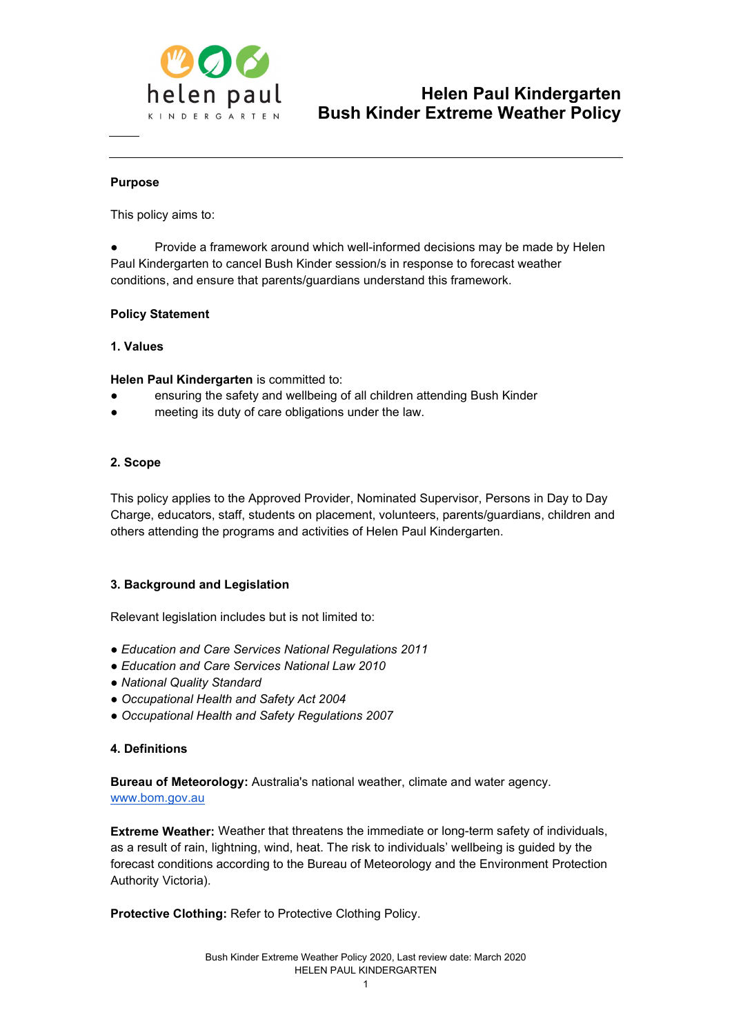# Helen Paul Kindergarten
# Bush Kinder Extreme Weather Policy

## Purpose

This policy aims to:

- Provide a framework around which well-informed decisions may be made by Helen Paul Kindergarten to cancel Bush Kinder session/s in response to forecast weather conditions, and ensure that parents/guardians understand this framework.

## Policy Statement

### 1. Values

**Helen Paul Kindergarten** is committed to:

- ensuring the safety and wellbeing of all children attending Bush Kinder
- meeting its duty of care obligations under the law.

### 2. Scope

This policy applies to the Approved Provider, Nominated Supervisor, Persons in Day to Day Charge, educators, staff, students on placement, volunteers, parents/guardians, children and others attending the programs and activities of Helen Paul Kindergarten.

### 3. Background and Legislation

Relevant legislation includes but is not limited to:

- *Education and Care Services National Regulations 2011*
- *Education and Care Services National Law 2010*
- *National Quality Standard*
- *Occupational Health and Safety Act 2004*
- *Occupational Health and Safety Regulations 2007*

### 4. Definitions

**Bureau of Meteorology:** Australia's national weather, climate and water agency. www.bom.gov.au

**Extreme Weather:** Weather that threatens the immediate or long-term safety of individuals, as a result of rain, lightning, wind, heat. The risk to individuals' wellbeing is guided by the forecast conditions according to the Bureau of Meteorology and the Environment Protection Authority Victoria).

**Protective Clothing:** Refer to Protective Clothing Policy.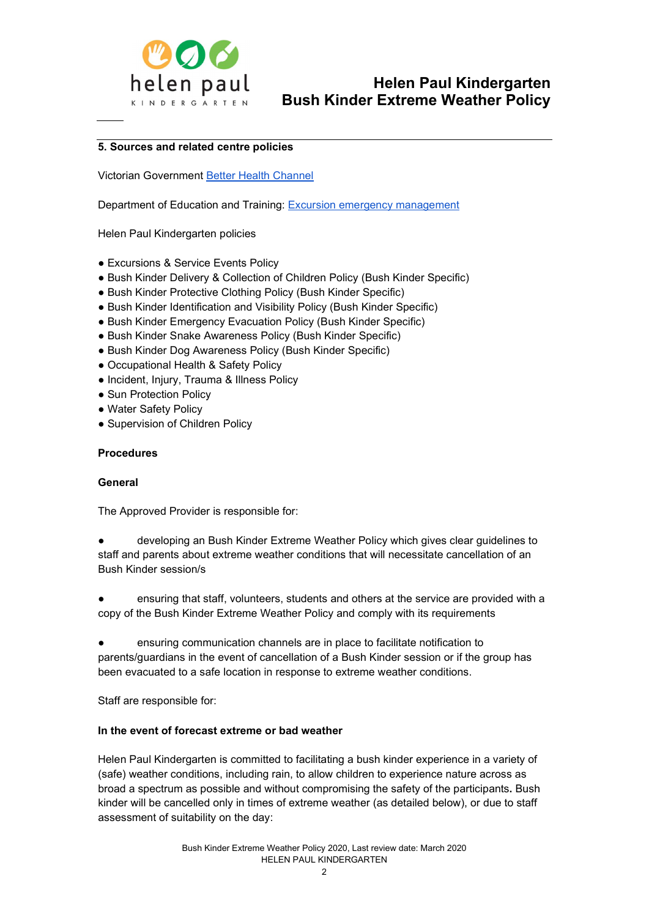**5. Sources and related centre policies**

Victorian Government Better Health Channel

Department of Education and Training: Excursion emergency management

Helen Paul Kindergarten policies

- Excursions & Service Events Policy
- Bush Kinder Delivery & Collection of Children Policy (Bush Kinder Specific)
- Bush Kinder Protective Clothing Policy (Bush Kinder Specific)
- Bush Kinder Identification and Visibility Policy (Bush Kinder Specific)
- Bush Kinder Emergency Evacuation Policy (Bush Kinder Specific)
- Bush Kinder Snake Awareness Policy (Bush Kinder Specific)
- Bush Kinder Dog Awareness Policy (Bush Kinder Specific)
- Occupational Health & Safety Policy
- Incident, Injury, Trauma & Illness Policy
- Sun Protection Policy
- Water Safety Policy
- Supervision of Children Policy

**Procedures**

**General**

The Approved Provider is responsible for:

- developing an Bush Kinder Extreme Weather Policy which gives clear guidelines to staff and parents about extreme weather conditions that will necessitate cancellation of an Bush Kinder session/s

- ensuring that staff, volunteers, students and others at the service are provided with a copy of the Bush Kinder Extreme Weather Policy and comply with its requirements

- ensuring communication channels are in place to facilitate notification to parents/guardians in the event of cancellation of a Bush Kinder session or if the group has been evacuated to a safe location in response to extreme weather conditions.

Staff are responsible for:

**In the event of forecast extreme or bad weather**

Helen Paul Kindergarten is committed to facilitating a bush kinder experience in a variety of (safe) weather conditions, including rain, to allow children to experience nature across as broad a spectrum as possible and without compromising the safety of the participants. Bush kinder will be cancelled only in times of extreme weather (as detailed below), or due to staff assessment of suitability on the day: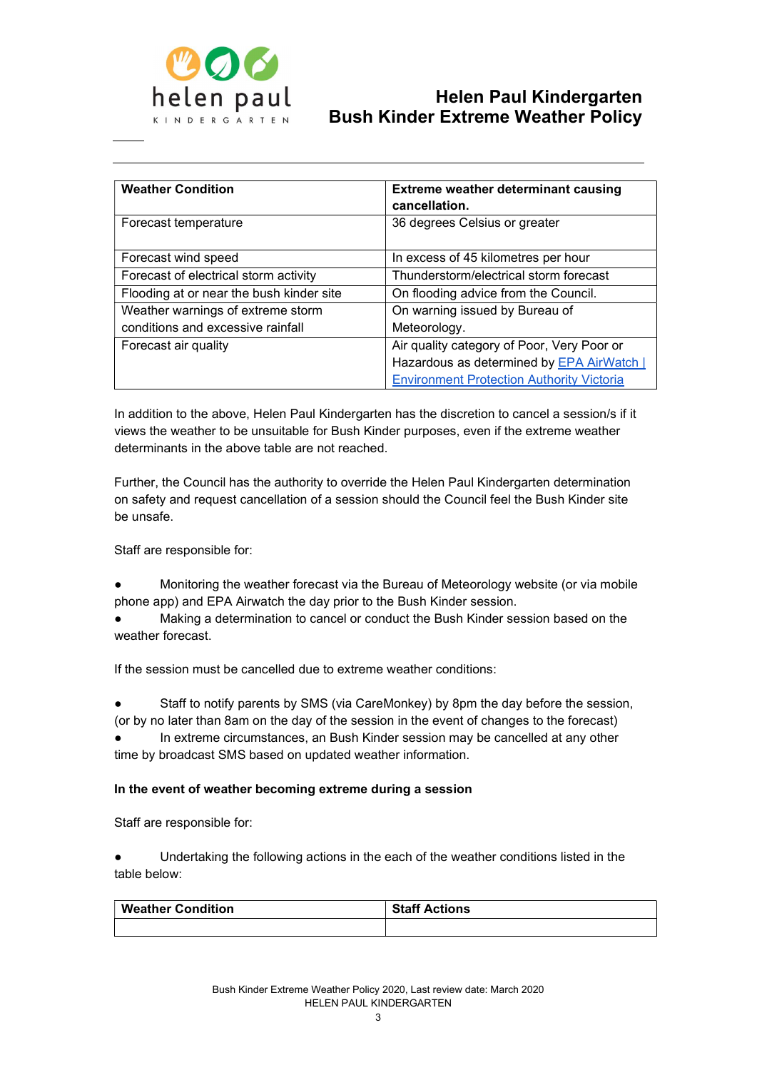| Weather Condition | Extreme weather determinant causing cancellation. |
|---|---|
| Forecast temperature | 36 degrees Celsius or greater |
| Forecast wind speed | In excess of 45 kilometres per hour |
| Forecast of electrical storm activity | Thunderstorm/electrical storm forecast |
| Flooding at or near the bush kinder site | On flooding advice from the Council. |
| Weather warnings of extreme storm conditions and excessive rainfall | On warning issued by Bureau of Meteorology. |
| Forecast air quality | Air quality category of Poor, Very Poor or Hazardous as determined by [EPA AirWatch \| Environment Protection Authority Victoria] |

In addition to the above, Helen Paul Kindergarten has the discretion to cancel a session/s if it views the weather to be unsuitable for Bush Kinder purposes, even if the extreme weather determinants in the above table are not reached.

Further, the Council has the authority to override the Helen Paul Kindergarten determination on safety and request cancellation of a session should the Council feel the Bush Kinder site be unsafe.

Staff are responsible for:

- Monitoring the weather forecast via the Bureau of Meteorology website (or via mobile phone app) and EPA Airwatch the day prior to the Bush Kinder session.
- Making a determination to cancel or conduct the Bush Kinder session based on the weather forecast.

If the session must be cancelled due to extreme weather conditions:

- Staff to notify parents by SMS (via CareMonkey) by 8pm the day before the session, (or by no later than 8am on the day of the session in the event of changes to the forecast)
- In extreme circumstances, an Bush Kinder session may be cancelled at any other time by broadcast SMS based on updated weather information.

**In the event of weather becoming extreme during a session**

Staff are responsible for:

- Undertaking the following actions in the each of the weather conditions listed in the table below:

| Weather Condition | Staff Actions |
|---|---|
| | |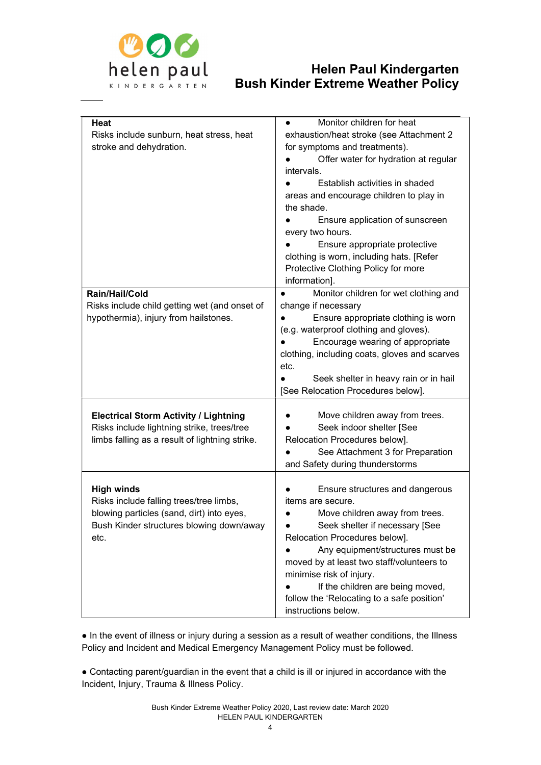| | |
|---|---|
| **Heat**<br>Risks include sunburn, heat stress, heat stroke and dehydration. | ● Monitor children for heat exhaustion/heat stroke (see Attachment 2 for symptoms and treatments).<br>● Offer water for hydration at regular intervals.<br>● Establish activities in shaded areas and encourage children to play in the shade.<br>● Ensure application of sunscreen every two hours.<br>● Ensure appropriate protective clothing is worn, including hats. [Refer Protective Clothing Policy for more information]. |
| **Rain/Hail/Cold**<br>Risks include child getting wet (and onset of hypothermia), injury from hailstones. | ● Monitor children for wet clothing and change if necessary<br>● Ensure appropriate clothing is worn (e.g. waterproof clothing and gloves).<br>● Encourage wearing of appropriate clothing, including coats, gloves and scarves etc.<br>● Seek shelter in heavy rain or in hail [See Relocation Procedures below]. |
| **Electrical Storm Activity / Lightning**<br>Risks include lightning strike, trees/tree limbs falling as a result of lightning strike. | ● Move children away from trees.<br>● Seek indoor shelter [See Relocation Procedures below].<br>● See Attachment 3 for Preparation and Safety during thunderstorms |
| **High winds**<br>Risks include falling trees/tree limbs, blowing particles (sand, dirt) into eyes, Bush Kinder structures blowing down/away etc. | ● Ensure structures and dangerous items are secure.<br>● Move children away from trees.<br>● Seek shelter if necessary [See Relocation Procedures below].<br>● Any equipment/structures must be moved by at least two staff/volunteers to minimise risk of injury.<br>● If the children are being moved, follow the 'Relocating to a safe position' instructions below. |

● In the event of illness or injury during a session as a result of weather conditions, the Illness Policy and Incident and Medical Emergency Management Policy must be followed.

● Contacting parent/guardian in the event that a child is ill or injured in accordance with the Incident, Injury, Trauma & Illness Policy.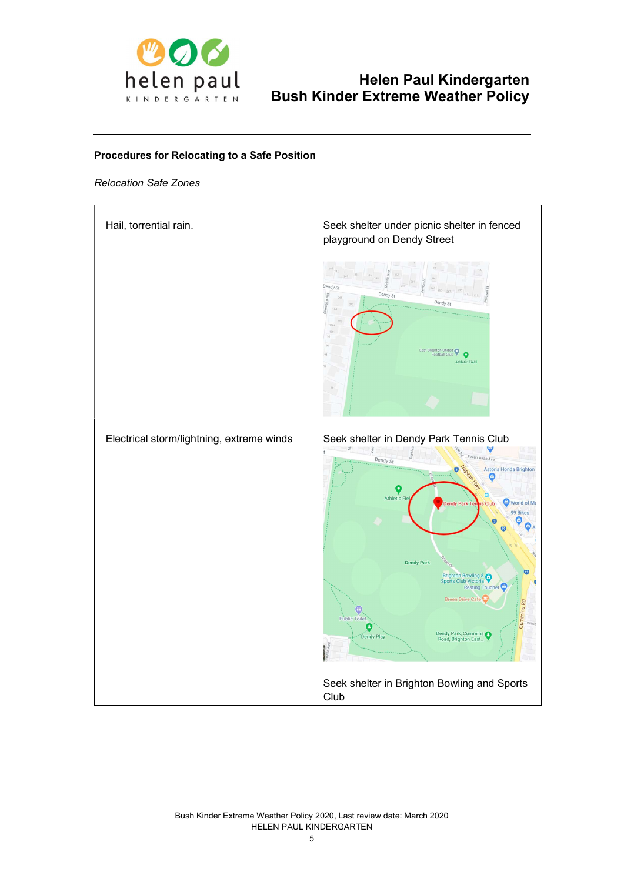**Procedures for Relocating to a Safe Position**

*Relocation Safe Zones*

| | |
|---|---|
| Hail, torrential rain. | Seek shelter under picnic shelter in fenced playground on Dendy Street |
| Electrical storm/lightning, extreme winds | Seek shelter in Dendy Park Tennis Club<br><br>Seek shelter in Brighton Bowling and Sports Club |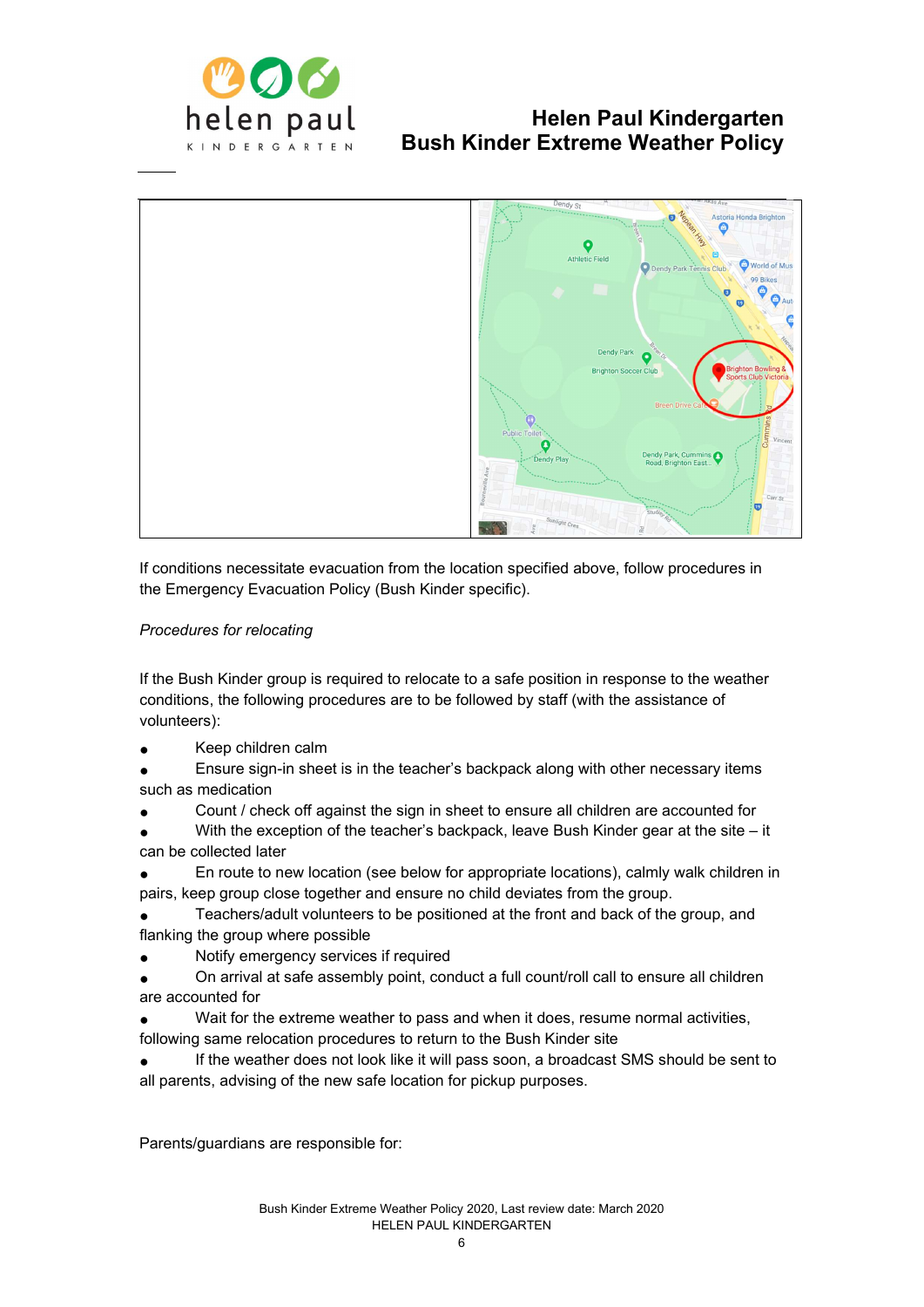If conditions necessitate evacuation from the location specified above, follow procedures in the Emergency Evacuation Policy (Bush Kinder specific).

*Procedures for relocating*

If the Bush Kinder group is required to relocate to a safe position in response to the weather conditions, the following procedures are to be followed by staff (with the assistance of volunteers):

- Keep children calm
- Ensure sign-in sheet is in the teacher's backpack along with other necessary items such as medication
- Count / check off against the sign in sheet to ensure all children are accounted for
- With the exception of the teacher's backpack, leave Bush Kinder gear at the site – it can be collected later
- En route to new location (see below for appropriate locations), calmly walk children in pairs, keep group close together and ensure no child deviates from the group.
- Teachers/adult volunteers to be positioned at the front and back of the group, and flanking the group where possible
- Notify emergency services if required
- On arrival at safe assembly point, conduct a full count/roll call to ensure all children are accounted for
- Wait for the extreme weather to pass and when it does, resume normal activities, following same relocation procedures to return to the Bush Kinder site
- If the weather does not look like it will pass soon, a broadcast SMS should be sent to all parents, advising of the new safe location for pickup purposes.

Parents/guardians are responsible for: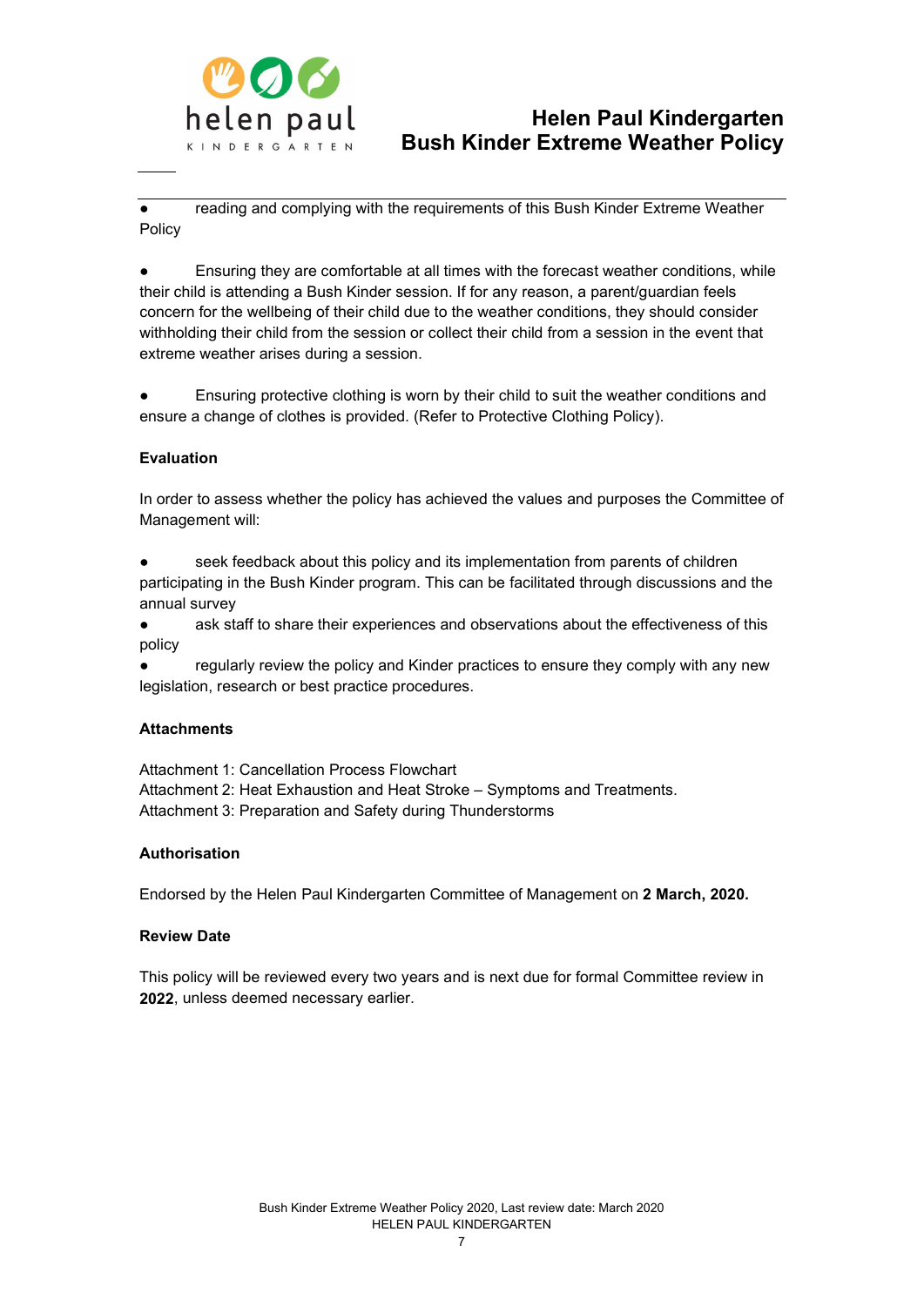- reading and complying with the requirements of this Bush Kinder Extreme Weather Policy

- Ensuring they are comfortable at all times with the forecast weather conditions, while their child is attending a Bush Kinder session. If for any reason, a parent/guardian feels concern for the wellbeing of their child due to the weather conditions, they should consider withholding their child from the session or collect their child from a session in the event that extreme weather arises during a session.

- Ensuring protective clothing is worn by their child to suit the weather conditions and ensure a change of clothes is provided. (Refer to Protective Clothing Policy).

**Evaluation**

In order to assess whether the policy has achieved the values and purposes the Committee of Management will:

- seek feedback about this policy and its implementation from parents of children participating in the Bush Kinder program. This can be facilitated through discussions and the annual survey
- ask staff to share their experiences and observations about the effectiveness of this policy
- regularly review the policy and Kinder practices to ensure they comply with any new legislation, research or best practice procedures.

**Attachments**

Attachment 1: Cancellation Process Flowchart
Attachment 2: Heat Exhaustion and Heat Stroke – Symptoms and Treatments.
Attachment 3: Preparation and Safety during Thunderstorms

**Authorisation**

Endorsed by the Helen Paul Kindergarten Committee of Management on **2 March, 2020.**

**Review Date**

This policy will be reviewed every two years and is next due for formal Committee review in **2022**, unless deemed necessary earlier.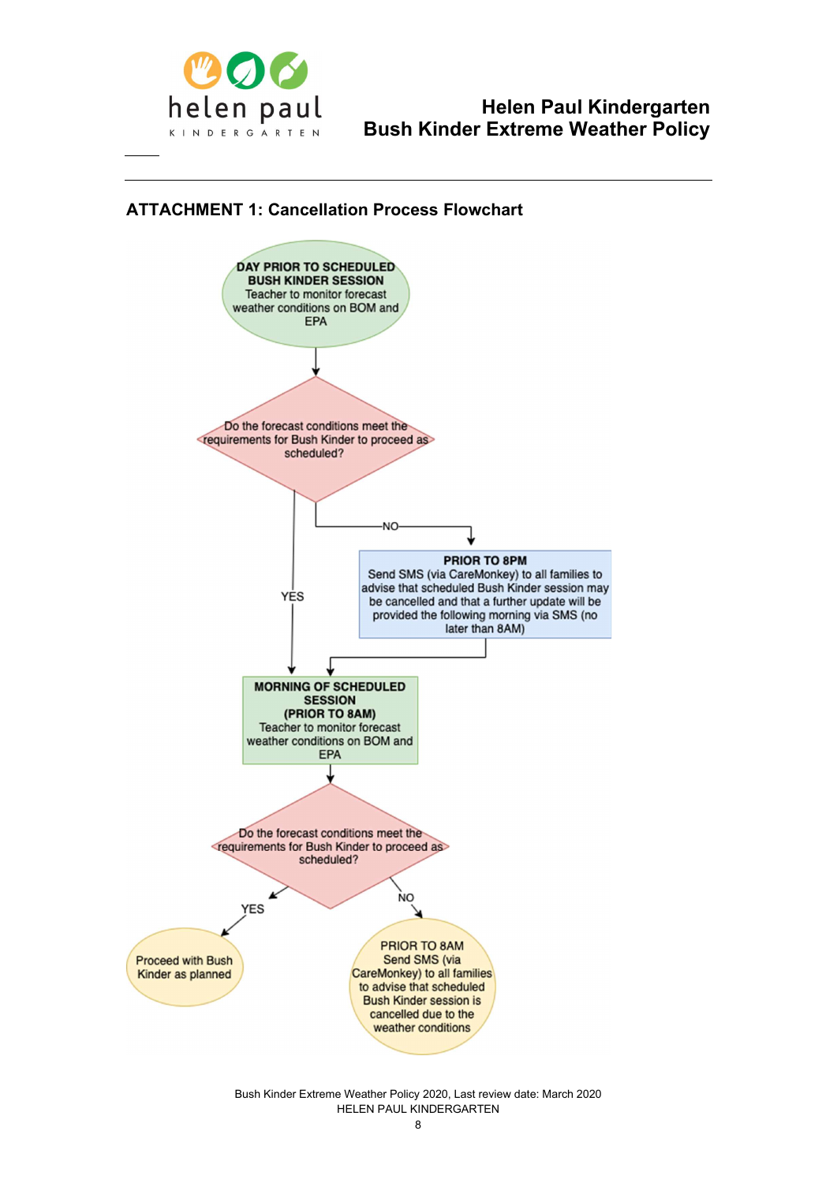## ATTACHMENT 1: Cancellation Process Flowchart

**DAY PRIOR TO SCHEDULED BUSH KINDER SESSION**
Teacher to monitor forecast weather conditions on BOM and EPA

↓

Do the forecast conditions meet the requirements for Bush Kinder to proceed as scheduled?

- **YES** → go to MORNING OF SCHEDULED SESSION
- **NO** →

**PRIOR TO 8PM**
Send SMS (via CareMonkey) to all families to advise that scheduled Bush Kinder session may be cancelled and that a further update will be provided the following morning via SMS (no later than 8AM)

↓

**MORNING OF SCHEDULED SESSION (PRIOR TO 8AM)**
Teacher to monitor forecast weather conditions on BOM and EPA

↓

Do the forecast conditions meet the requirements for Bush Kinder to proceed as scheduled?

- **YES** → Proceed with Bush Kinder as planned
- **NO** → PRIOR TO 8AM Send SMS (via CareMonkey) to all families to advise that scheduled Bush Kinder session is cancelled due to the weather conditions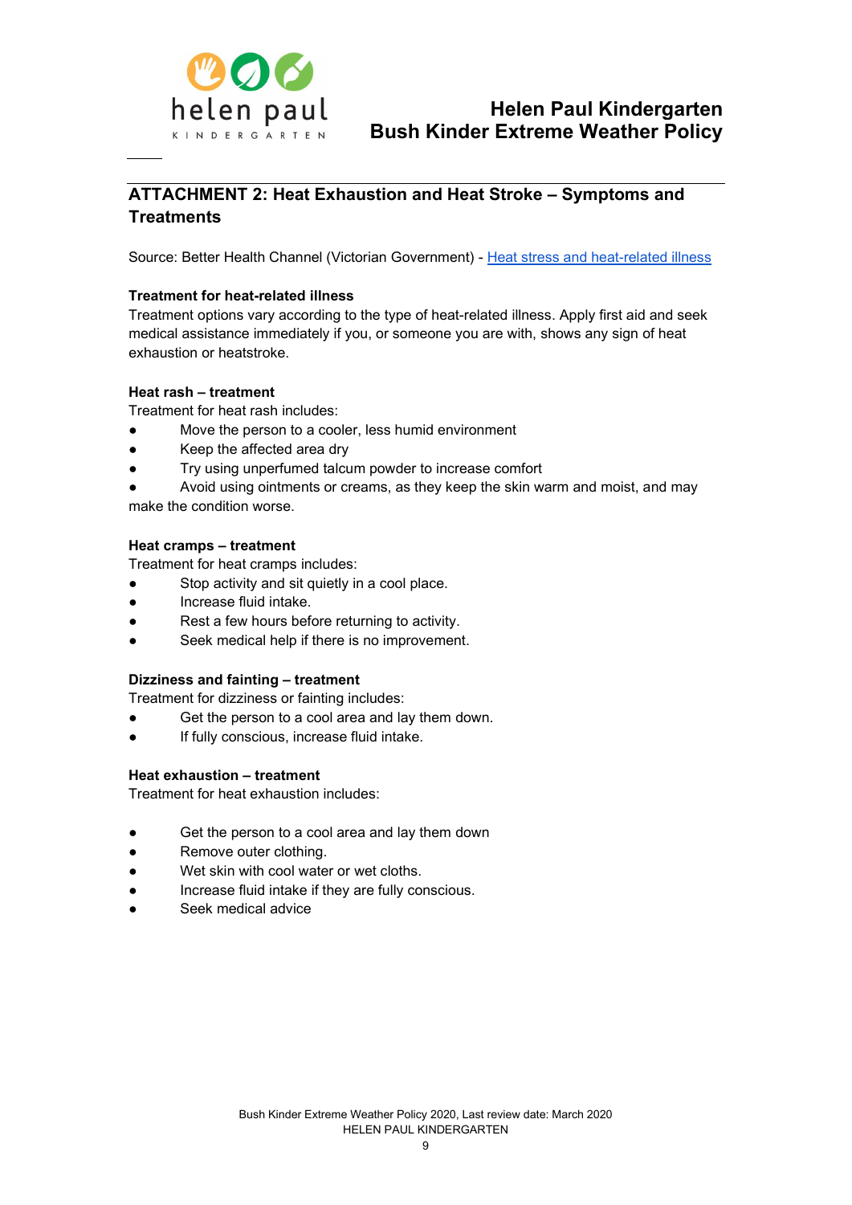## ATTACHMENT 2: Heat Exhaustion and Heat Stroke – Symptoms and Treatments

Source: Better Health Channel (Victorian Government) - [Heat stress and heat-related illness]()

### Treatment for heat-related illness

Treatment options vary according to the type of heat-related illness. Apply first aid and seek medical assistance immediately if you, or someone you are with, shows any sign of heat exhaustion or heatstroke.

### Heat rash – treatment

Treatment for heat rash includes:

- Move the person to a cooler, less humid environment
- Keep the affected area dry
- Try using unperfumed talcum powder to increase comfort
- Avoid using ointments or creams, as they keep the skin warm and moist, and may make the condition worse.

### Heat cramps – treatment

Treatment for heat cramps includes:

- Stop activity and sit quietly in a cool place.
- Increase fluid intake.
- Rest a few hours before returning to activity.
- Seek medical help if there is no improvement.

### Dizziness and fainting – treatment

Treatment for dizziness or fainting includes:

- Get the person to a cool area and lay them down.
- If fully conscious, increase fluid intake.

### Heat exhaustion – treatment

Treatment for heat exhaustion includes:

- Get the person to a cool area and lay them down
- Remove outer clothing.
- Wet skin with cool water or wet cloths.
- Increase fluid intake if they are fully conscious.
- Seek medical advice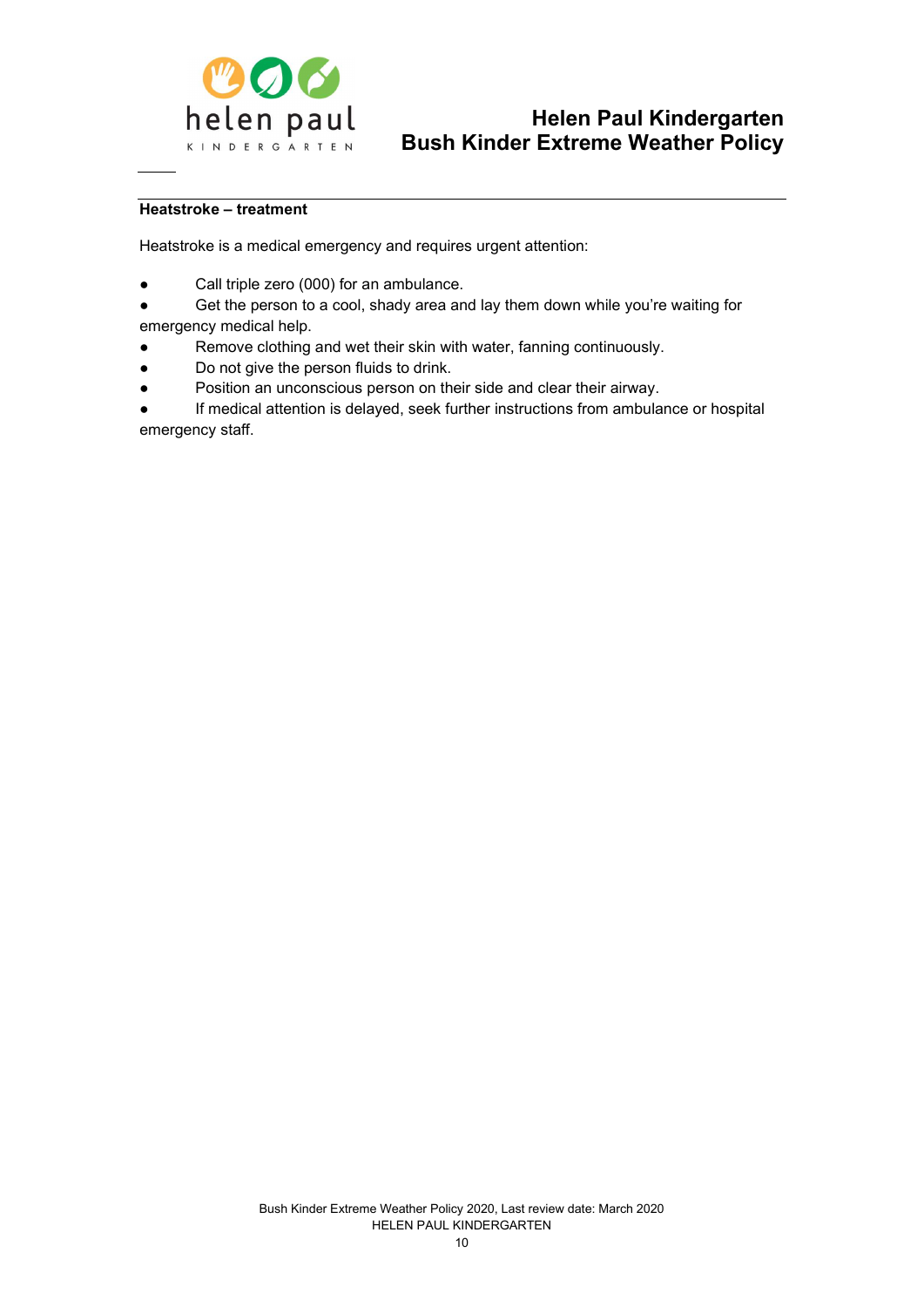**Heatstroke – treatment**

Heatstroke is a medical emergency and requires urgent attention:

- Call triple zero (000) for an ambulance.
- Get the person to a cool, shady area and lay them down while you're waiting for emergency medical help.
- Remove clothing and wet their skin with water, fanning continuously.
- Do not give the person fluids to drink.
- Position an unconscious person on their side and clear their airway.
- If medical attention is delayed, seek further instructions from ambulance or hospital emergency staff.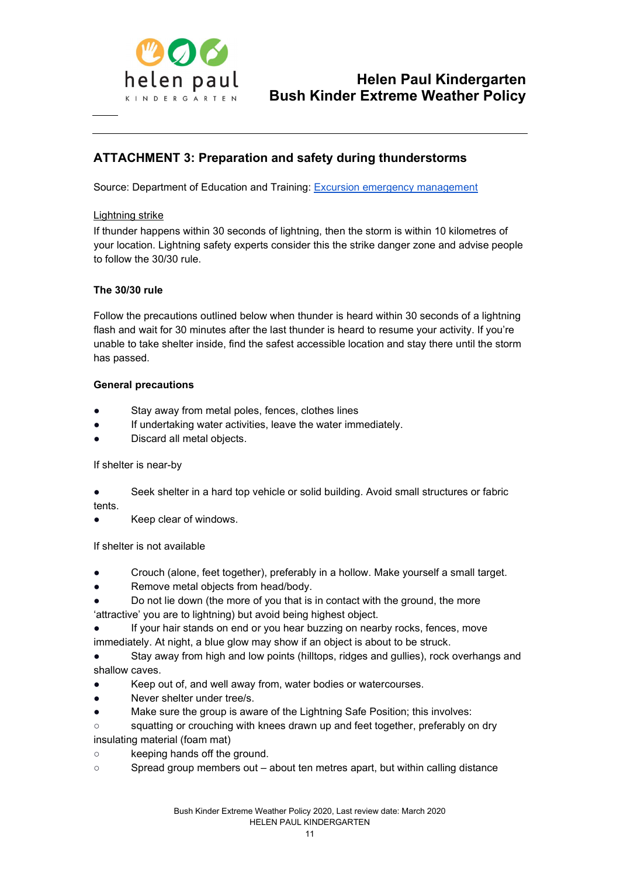## ATTACHMENT 3: Preparation and safety during thunderstorms

Source: Department of Education and Training: [Excursion emergency management]()

Lightning strike

If thunder happens within 30 seconds of lightning, then the storm is within 10 kilometres of your location. Lightning safety experts consider this the strike danger zone and advise people to follow the 30/30 rule.

**The 30/30 rule**

Follow the precautions outlined below when thunder is heard within 30 seconds of a lightning flash and wait for 30 minutes after the last thunder is heard to resume your activity. If you're unable to take shelter inside, find the safest accessible location and stay there until the storm has passed.

**General precautions**

- Stay away from metal poles, fences, clothes lines
- If undertaking water activities, leave the water immediately.
- Discard all metal objects.

If shelter is near-by

- Seek shelter in a hard top vehicle or solid building. Avoid small structures or fabric tents.
- Keep clear of windows.

If shelter is not available

- Crouch (alone, feet together), preferably in a hollow. Make yourself a small target.
- Remove metal objects from head/body.
- Do not lie down (the more of you that is in contact with the ground, the more 'attractive' you are to lightning) but avoid being highest object.
- If your hair stands on end or you hear buzzing on nearby rocks, fences, move immediately. At night, a blue glow may show if an object is about to be struck.
- Stay away from high and low points (hilltops, ridges and gullies), rock overhangs and shallow caves.
- Keep out of, and well away from, water bodies or watercourses.
- Never shelter under tree/s.
- Make sure the group is aware of the Lightning Safe Position; this involves:
  - squatting or crouching with knees drawn up and feet together, preferably on dry insulating material (foam mat)
  - keeping hands off the ground.
  - Spread group members out – about ten metres apart, but within calling distance